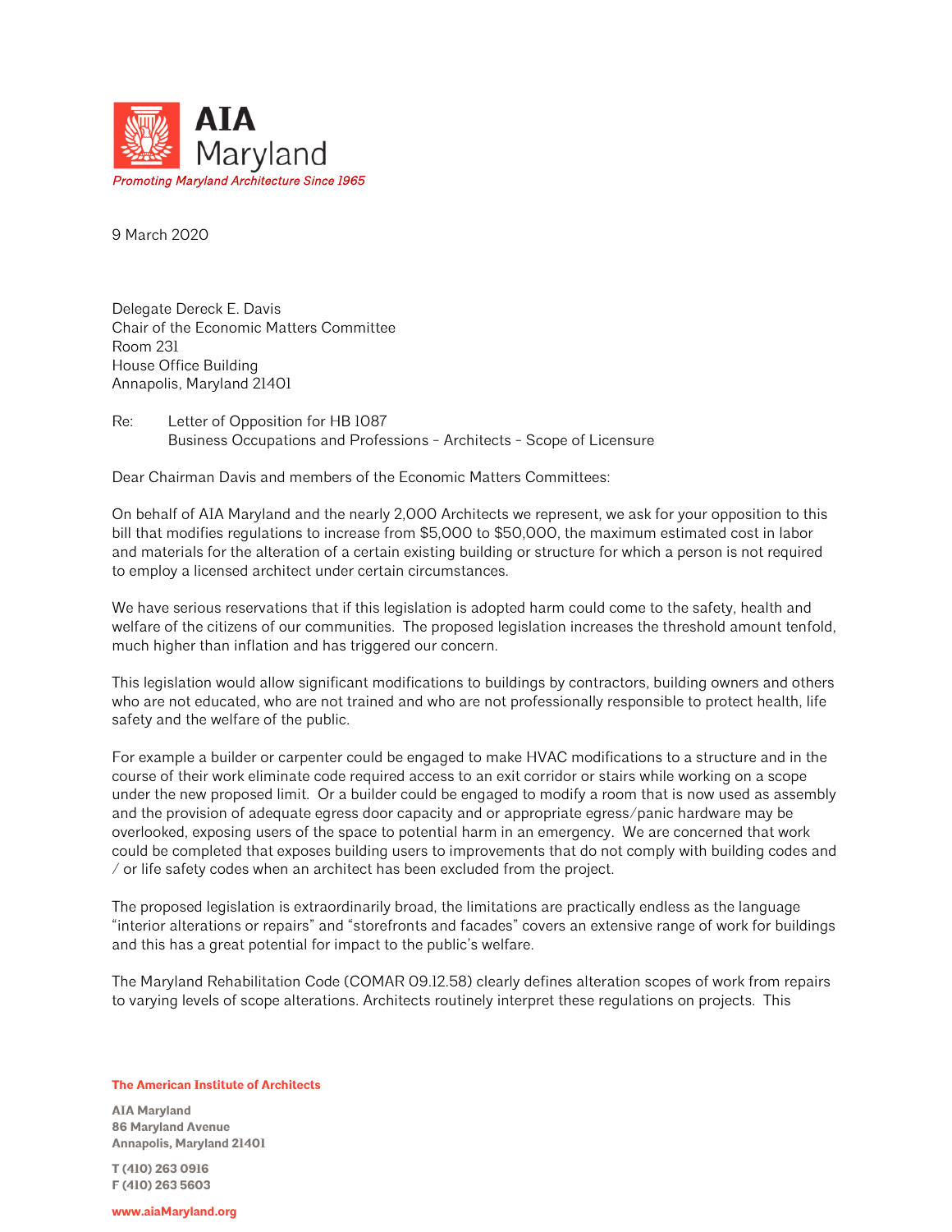**AIA Maryland**

*Promoting Maryland Architecture Since 1965*

9 March 2020

Delegate Dereck E. Davis
Chair of the Economic Matters Committee
Room 231
House Office Building
Annapolis, Maryland 21401

Re: Letter of Opposition for HB 1087
Business Occupations and Professions – Architects – Scope of Licensure

Dear Chairman Davis and members of the Economic Matters Committees:

On behalf of AIA Maryland and the nearly 2,000 Architects we represent, we ask for your opposition to this bill that modifies regulations to increase from $5,000 to $50,000, the maximum estimated cost in labor and materials for the alteration of a certain existing building or structure for which a person is not required to employ a licensed architect under certain circumstances.

We have serious reservations that if this legislation is adopted harm could come to the safety, health and welfare of the citizens of our communities. The proposed legislation increases the threshold amount tenfold, much higher than inflation and has triggered our concern.

This legislation would allow significant modifications to buildings by contractors, building owners and others who are not educated, who are not trained and who are not professionally responsible to protect health, life safety and the welfare of the public.

For example a builder or carpenter could be engaged to make HVAC modifications to a structure and in the course of their work eliminate code required access to an exit corridor or stairs while working on a scope under the new proposed limit. Or a builder could be engaged to modify a room that is now used as assembly and the provision of adequate egress door capacity and or appropriate egress/panic hardware may be overlooked, exposing users of the space to potential harm in an emergency. We are concerned that work could be completed that exposes building users to improvements that do not comply with building codes and / or life safety codes when an architect has been excluded from the project.

The proposed legislation is extraordinarily broad, the limitations are practically endless as the language "interior alterations or repairs" and "storefronts and facades" covers an extensive range of work for buildings and this has a great potential for impact to the public's welfare.

The Maryland Rehabilitation Code (COMAR 09.12.58) clearly defines alteration scopes of work from repairs to varying levels of scope alterations. Architects routinely interpret these regulations on projects. This

**The American Institute of Architects**

**AIA Maryland**
**86 Maryland Avenue**
**Annapolis, Maryland 21401**

**T (410) 263 0916**
**F (410) 263 5603**

**www.aiaMaryland.org**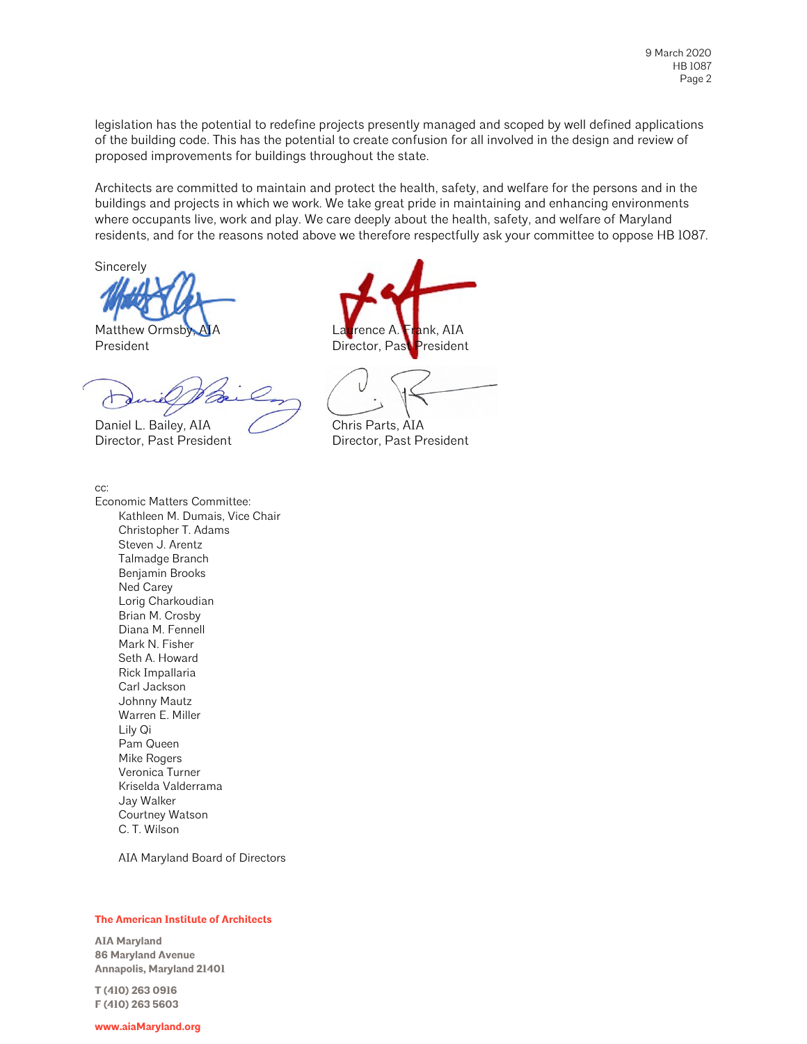legislation has the potential to redefine projects presently managed and scoped by well defined applications of the building code. This has the potential to create confusion for all involved in the design and review of proposed improvements for buildings throughout the state.

Architects are committed to maintain and protect the health, safety, and welfare for the persons and in the buildings and projects in which we work. We take great pride in maintaining and enhancing environments where occupants live, work and play. We care deeply about the health, safety, and welfare of Maryland residents, and for the reasons noted above we therefore respectfully ask your committee to oppose HB 1087.

Sincerely

Matthew Ormsby, AIA
President

Laurence A. Frank, AIA
Director, Past President

Daniel L. Bailey, AIA
Director, Past President

Chris Parts, AIA
Director, Past President

cc:
Economic Matters Committee:
- Kathleen M. Dumais, Vice Chair
- Christopher T. Adams
- Steven J. Arentz
- Talmadge Branch
- Benjamin Brooks
- Ned Carey
- Lorig Charkoudian
- Brian M. Crosby
- Diana M. Fennell
- Mark N. Fisher
- Seth A. Howard
- Rick Impallaria
- Carl Jackson
- Johnny Mautz
- Warren E. Miller
- Lily Qi
- Pam Queen
- Mike Rogers
- Veronica Turner
- Kriselda Valderrama
- Jay Walker
- Courtney Watson
- C. T. Wilson

AIA Maryland Board of Directors

**The American Institute of Architects**

**AIA Maryland**
**86 Maryland Avenue**
**Annapolis, Maryland 21401**

**T (410) 263 0916**
**F (410) 263 5603**

**www.aiaMaryland.org**